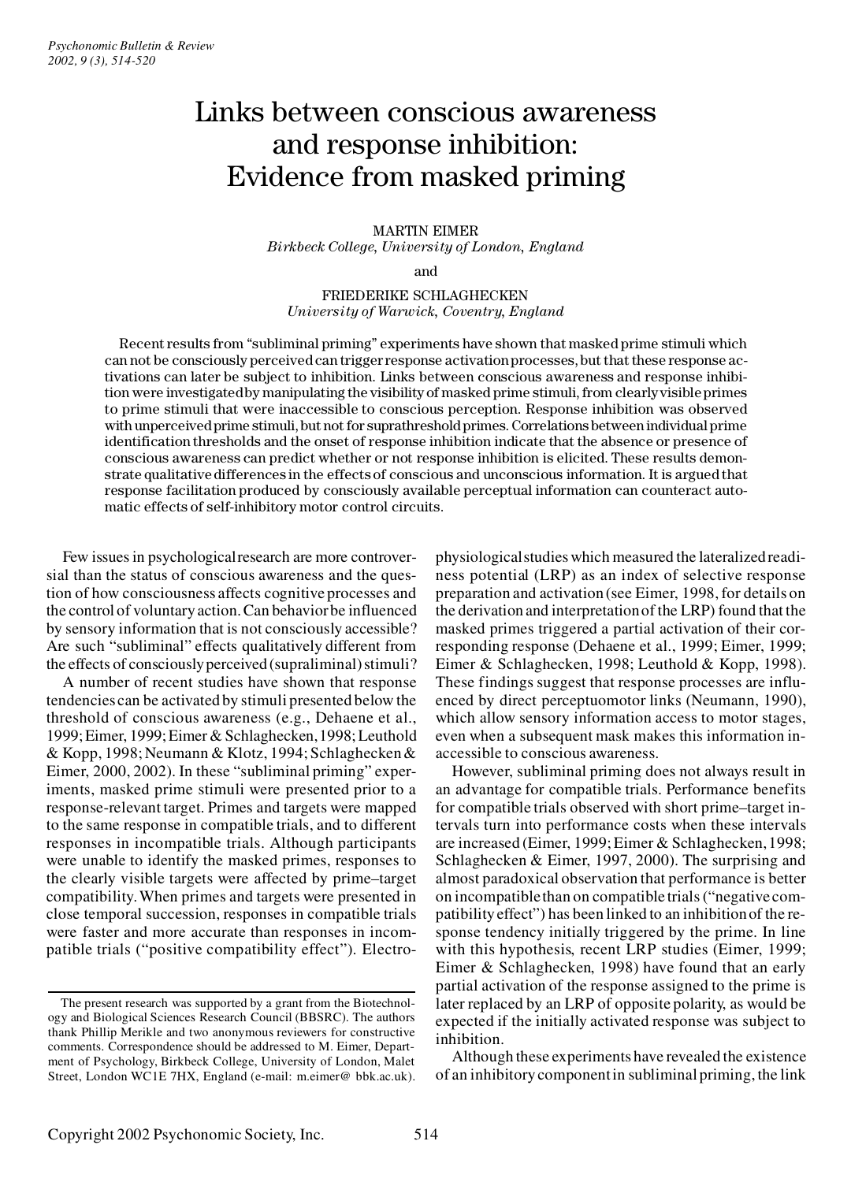# Links between conscious awareness and response inhibition: Evidence from masked priming

MARTIN EIMER
*Birkbeck College, University of London, England*

and

FRIEDERIKE SCHLAGHECKEN
*University of Warwick, Coventry, England*

Recent results from "subliminal priming" experiments have shown that masked prime stimuli which can not be consciously perceived can trigger response activation processes, but that these response activations can later be subject to inhibition. Links between conscious awareness and response inhibition were investigated by manipulating the visibility of masked prime stimuli, from clearly visible primes to prime stimuli that were inaccessible to conscious perception. Response inhibition was observed with unperceived prime stimuli, but not for suprathreshold primes. Correlations between individual prime identification thresholds and the onset of response inhibition indicate that the absence or presence of conscious awareness can predict whether or not response inhibition is elicited. These results demonstrate qualitative differences in the effects of conscious and unconscious information. It is argued that response facilitation produced by consciously available perceptual information can counteract automatic effects of self-inhibitory motor control circuits.

Few issues in psychological research are more controversial than the status of conscious awareness and the question of how consciousness affects cognitive processes and the control of voluntary action. Can behavior be influenced by sensory information that is not consciously accessible? Are such "subliminal" effects qualitatively different from the effects of consciously perceived (supraliminal) stimuli?

A number of recent studies have shown that response tendencies can be activated by stimuli presented below the threshold of conscious awareness (e.g., Dehaene et al., 1999; Eimer, 1999; Eimer & Schlaghecken, 1998; Leuthold & Kopp, 1998; Neumann & Klotz, 1994; Schlaghecken & Eimer, 2000, 2002). In these "subliminal priming" experiments, masked prime stimuli were presented prior to a response-relevant target. Primes and targets were mapped to the same response in compatible trials, and to different responses in incompatible trials. Although participants were unable to identify the masked primes, responses to the clearly visible targets were affected by prime–target compatibility. When primes and targets were presented in close temporal succession, responses in compatible trials were faster and more accurate than responses in incompatible trials ("positive compatibility effect"). Electrophysiological studies which measured the lateralized readiness potential (LRP) as an index of selective response preparation and activation (see Eimer, 1998, for details on the derivation and interpretation of the LRP) found that the masked primes triggered a partial activation of their corresponding response (Dehaene et al., 1999; Eimer, 1999; Eimer & Schlaghecken, 1998; Leuthold & Kopp, 1998). These findings suggest that response processes are influenced by direct perceptuomotor links (Neumann, 1990), which allow sensory information access to motor stages, even when a subsequent mask makes this information inaccessible to conscious awareness.

However, subliminal priming does not always result in an advantage for compatible trials. Performance benefits for compatible trials observed with short prime–target intervals turn into performance costs when these intervals are increased (Eimer, 1999; Eimer & Schlaghecken, 1998; Schlaghecken & Eimer, 1997, 2000). The surprising and almost paradoxical observation that performance is better on incompatible than on compatible trials ("negative compatibility effect") has been linked to an inhibition of the response tendency initially triggered by the prime. In line with this hypothesis, recent LRP studies (Eimer, 1999; Eimer & Schlaghecken, 1998) have found that an early partial activation of the response assigned to the prime is later replaced by an LRP of opposite polarity, as would be expected if the initially activated response was subject to inhibition.

Although these experiments have revealed the existence of an inhibitory component in subliminal priming, the link

The present research was supported by a grant from the Biotechnology and Biological Sciences Research Council (BBSRC). The authors thank Phillip Merikle and two anonymous reviewers for constructive comments. Correspondence should be addressed to M. Eimer, Department of Psychology, Birkbeck College, University of London, Malet Street, London WC1E 7HX, England (e-mail: m.eimer@ bbk.ac.uk).

Copyright 2002 Psychonomic Society, Inc.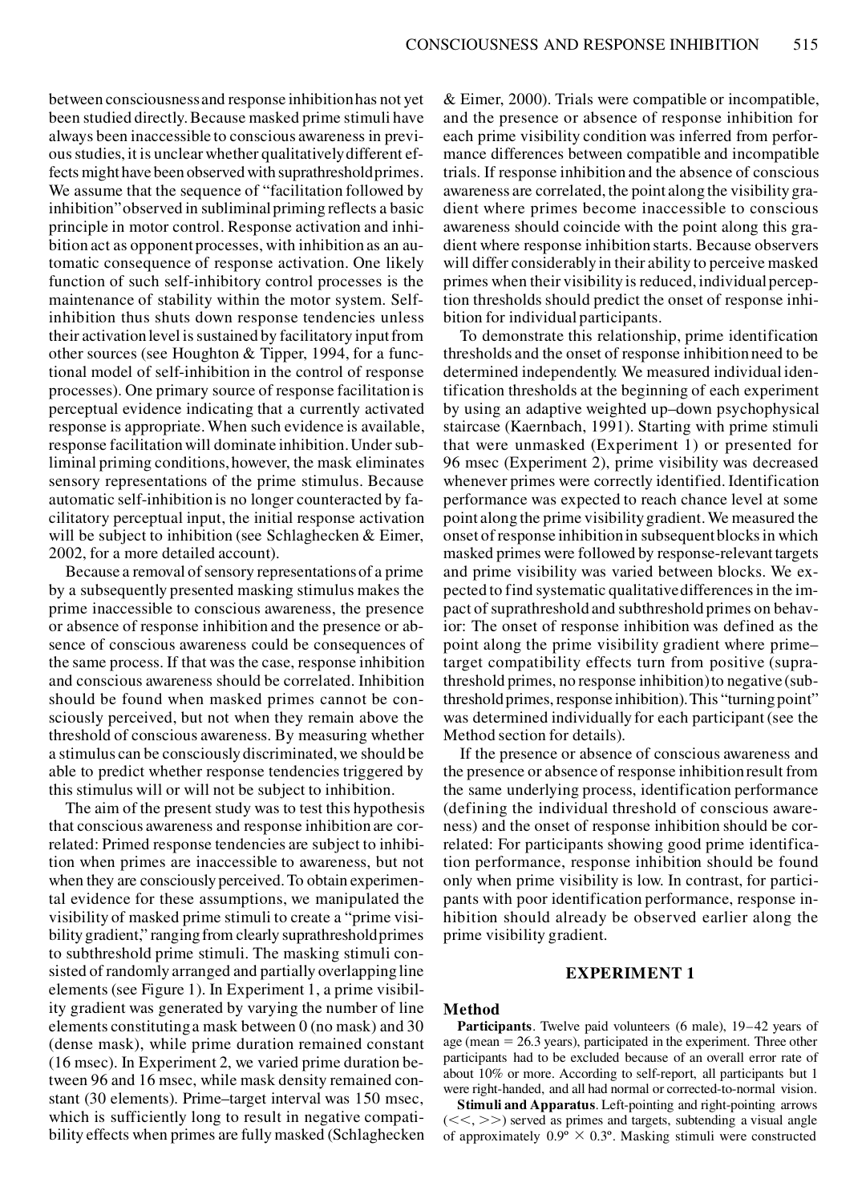between consciousness and response inhibition has not yet been studied directly. Because masked prime stimuli have always been inaccessible to conscious awareness in previous studies, it is unclear whether qualitatively different effects might have been observed with suprathreshold primes. We assume that the sequence of "facilitation followed by inhibition" observed in subliminal priming reflects a basic principle in motor control. Response activation and inhibition act as opponent processes, with inhibition as an automatic consequence of response activation. One likely function of such self-inhibitory control processes is the maintenance of stability within the motor system. Self-inhibition thus shuts down response tendencies unless their activation level is sustained by facilitatory input from other sources (see Houghton & Tipper, 1994, for a functional model of self-inhibition in the control of response processes). One primary source of response facilitation is perceptual evidence indicating that a currently activated response is appropriate. When such evidence is available, response facilitation will dominate inhibition. Under subliminal priming conditions, however, the mask eliminates sensory representations of the prime stimulus. Because automatic self-inhibition is no longer counteracted by facilitatory perceptual input, the initial response activation will be subject to inhibition (see Schlaghecken & Eimer, 2002, for a more detailed account).

Because a removal of sensory representations of a prime by a subsequently presented masking stimulus makes the prime inaccessible to conscious awareness, the presence or absence of response inhibition and the presence or absence of conscious awareness could be consequences of the same process. If that was the case, response inhibition and conscious awareness should be correlated. Inhibition should be found when masked primes cannot be consciously perceived, but not when they remain above the threshold of conscious awareness. By measuring whether a stimulus can be consciously discriminated, we should be able to predict whether response tendencies triggered by this stimulus will or will not be subject to inhibition.

The aim of the present study was to test this hypothesis that conscious awareness and response inhibition are correlated: Primed response tendencies are subject to inhibition when primes are inaccessible to awareness, but not when they are consciously perceived. To obtain experimental evidence for these assumptions, we manipulated the visibility of masked prime stimuli to create a "prime visibility gradient," ranging from clearly suprathreshold primes to subthreshold prime stimuli. The masking stimuli consisted of randomly arranged and partially overlapping line elements (see Figure 1). In Experiment 1, a prime visibility gradient was generated by varying the number of line elements constituting a mask between 0 (no mask) and 30 (dense mask), while prime duration remained constant (16 msec). In Experiment 2, we varied prime duration between 96 and 16 msec, while mask density remained constant (30 elements). Prime–target interval was 150 msec, which is sufficiently long to result in negative compatibility effects when primes are fully masked (Schlaghecken & Eimer, 2000). Trials were compatible or incompatible, and the presence or absence of response inhibition for each prime visibility condition was inferred from performance differences between compatible and incompatible trials. If response inhibition and the absence of conscious awareness are correlated, the point along the visibility gradient where primes become inaccessible to conscious awareness should coincide with the point along this gradient where response inhibition starts. Because observers will differ considerably in their ability to perceive masked primes when their visibility is reduced, individual perception thresholds should predict the onset of response inhibition for individual participants.

To demonstrate this relationship, prime identification thresholds and the onset of response inhibition need to be determined independently. We measured individual identification thresholds at the beginning of each experiment by using an adaptive weighted up–down psychophysical staircase (Kaernbach, 1991). Starting with prime stimuli that were unmasked (Experiment 1) or presented for 96 msec (Experiment 2), prime visibility was decreased whenever primes were correctly identified. Identification performance was expected to reach chance level at some point along the prime visibility gradient. We measured the onset of response inhibition in subsequent blocks in which masked primes were followed by response-relevant targets and prime visibility was varied between blocks. We expected to find systematic qualitative differences in the impact of suprathreshold and subthreshold primes on behavior: The onset of response inhibition was defined as the point along the prime visibility gradient where prime–target compatibility effects turn from positive (suprathreshold primes, no response inhibition) to negative (subthreshold primes, response inhibition). This "turning point" was determined individually for each participant (see the Method section for details).

If the presence or absence of conscious awareness and the presence or absence of response inhibition result from the same underlying process, identification performance (defining the individual threshold of conscious awareness) and the onset of response inhibition should be correlated: For participants showing good prime identification performance, response inhibition should be found only when prime visibility is low. In contrast, for participants with poor identification performance, response inhibition should already be observed earlier along the prime visibility gradient.

## EXPERIMENT 1

### Method

**Participants**. Twelve paid volunteers (6 male), 19–42 years of age (mean = 26.3 years), participated in the experiment. Three other participants had to be excluded because of an overall error rate of about 10% or more. According to self-report, all participants but 1 were right-handed, and all had normal or corrected-to-normal vision.

**Stimuli and Apparatus**. Left-pointing and right-pointing arrows (<<, >>) served as primes and targets, subtending a visual angle of approximately $0.9° \times 0.3°$. Masking stimuli were constructed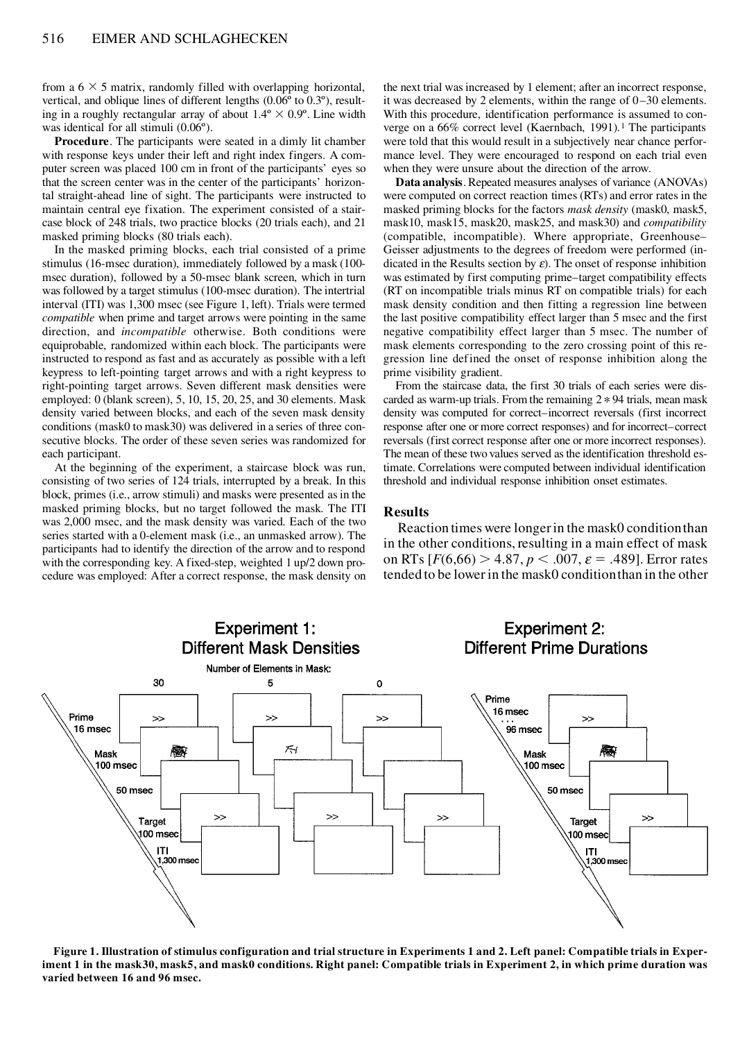from a 6 × 5 matrix, randomly filled with overlapping horizontal, vertical, and oblique lines of different lengths (0.06º to 0.3º), resulting in a roughly rectangular array of about 1.4º × 0.9º. Line width was identical for all stimuli (0.06º).

**Procedure**. The participants were seated in a dimly lit chamber with response keys under their left and right index fingers. A computer screen was placed 100 cm in front of the participants' eyes so that the screen center was in the center of the participants' horizontal straight-ahead line of sight. The participants were instructed to maintain central eye fixation. The experiment consisted of a staircase block of 248 trials, two practice blocks (20 trials each), and 21 masked priming blocks (80 trials each).

In the masked priming blocks, each trial consisted of a prime stimulus (16-msec duration), immediately followed by a mask (100-msec duration), followed by a 50-msec blank screen, which in turn was followed by a target stimulus (100-msec duration). The intertrial interval (ITI) was 1,300 msec (see Figure 1, left). Trials were termed *compatible* when prime and target arrows were pointing in the same direction, and *incompatible* otherwise. Both conditions were equiprobable, randomized within each block. The participants were instructed to respond as fast and as accurately as possible with a left keypress to left-pointing target arrows and with a right keypress to right-pointing target arrows. Seven different mask densities were employed: 0 (blank screen), 5, 10, 15, 20, 25, and 30 elements. Mask density varied between blocks, and each of the seven mask density conditions (mask0 to mask30) was delivered in a series of three consecutive blocks. The order of these seven series was randomized for each participant.

At the beginning of the experiment, a staircase block was run, consisting of two series of 124 trials, interrupted by a break. In this block, primes (i.e., arrow stimuli) and masks were presented as in the masked priming blocks, but no target followed the mask. The ITI was 2,000 msec, and the mask density was varied. Each of the two series started with a 0-element mask (i.e., an unmasked arrow). The participants had to identify the direction of the arrow and to respond with the corresponding key. A fixed-step, weighted 1 up/2 down procedure was employed: After a correct response, the mask density on the next trial was increased by 1 element; after an incorrect response, it was decreased by 2 elements, within the range of 0–30 elements. With this procedure, identification performance is assumed to converge on a 66% correct level (Kaernbach, 1991).[1] The participants were told that this would result in a subjectively near chance performance level. They were encouraged to respond on each trial even when they were unsure about the direction of the arrow.

**Data analysis**. Repeated measures analyses of variance (ANOVAs) were computed on correct reaction times (RTs) and error rates in the masked priming blocks for the factors *mask density* (mask0, mask5, mask10, mask15, mask20, mask25, and mask30) and *compatibility* (compatible, incompatible). Where appropriate, Greenhouse–Geisser adjustments to the degrees of freedom were performed (indicated in the Results section by $\varepsilon$). The onset of response inhibition was estimated by first computing prime–target compatibility effects (RT on incompatible trials minus RT on compatible trials) for each mask density condition and then fitting a regression line between the last positive compatibility effect larger than 5 msec and the first negative compatibility effect larger than 5 msec. The number of mask elements corresponding to the zero crossing point of this regression line defined the onset of response inhibition along the prime visibility gradient.

From the staircase data, the first 30 trials of each series were discarded as warm-up trials. From the remaining 2 ∗ 94 trials, mean mask density was computed for correct–incorrect reversals (first incorrect response after one or more correct responses) and for incorrect–correct reversals (first correct response after one or more incorrect responses). The mean of these two values served as the identification threshold estimate. Correlations were computed between individual identification threshold and individual response inhibition onset estimates.

## Results

Reaction times were longer in the mask0 condition than in the other conditions, resulting in a main effect of mask on RTs [$F(6,66) > 4.87$, $p < .007$, $\varepsilon = .489$]. Error rates tended to be lower in the mask0 condition than in the other

**Figure 1. Illustration of stimulus configuration and trial structure in Experiments 1 and 2. Left panel: Compatible trials in Experiment 1 in the mask30, mask5, and mask0 conditions. Right panel: Compatible trials in Experiment 2, in which prime duration was varied between 16 and 96 msec.**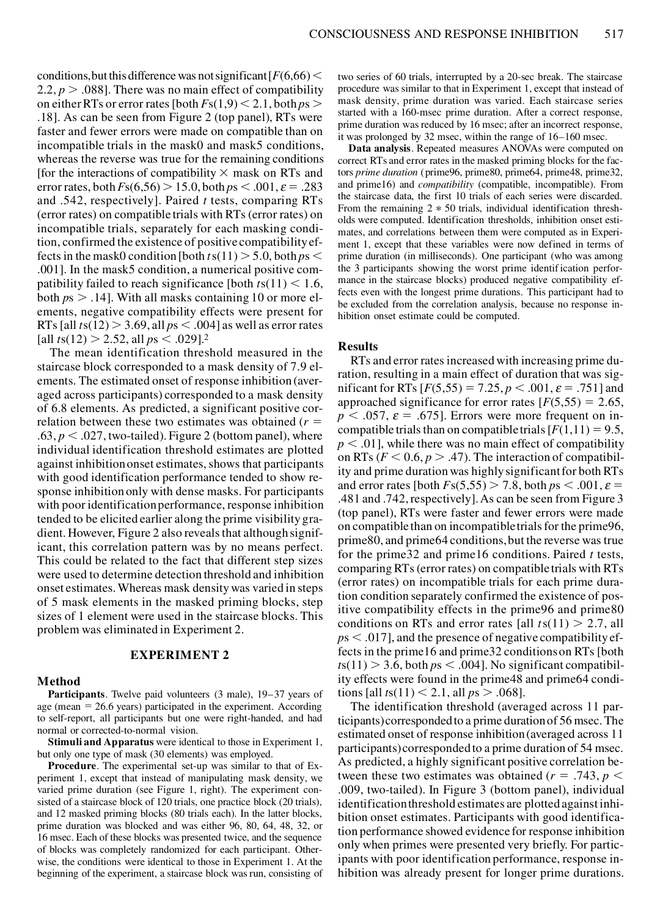conditions, but this difference was not significant [$F(6,66) < 2.2$, $p > .088$]. There was no main effect of compatibility on either RTs or error rates [both $Fs(1,9) < 2.1$, both $ps > .18$]. As can be seen from Figure 2 (top panel), RTs were faster and fewer errors were made on compatible than on incompatible trials in the mask0 and mask5 conditions, whereas the reverse was true for the remaining conditions [for the interactions of compatibility × mask on RTs and error rates, both $Fs(6,56) > 15.0$, both $ps < .001$, $\varepsilon = .283$ and .542, respectively]. Paired $t$ tests, comparing RTs (error rates) on compatible trials with RTs (error rates) on incompatible trials, separately for each masking condition, confirmed the existence of positive compatibility effects in the mask0 condition [both $ts(11) > 5.0$, both $ps < .001$]. In the mask5 condition, a numerical positive compatibility failed to reach significance [both $ts(11) < 1.6$, both $ps > .14$]. With all masks containing 10 or more elements, negative compatibility effects were present for RTs [all $ts(12) > 3.69$, all $ps < .004$] as well as error rates [all $ts(12) > 2.52$, all $ps < .029$].[2]

The mean identification threshold measured in the staircase block corresponded to a mask density of 7.9 elements. The estimated onset of response inhibition (averaged across participants) corresponded to a mask density of 6.8 elements. As predicted, a significant positive correlation between these two estimates was obtained ($r = .63$, $p < .027$, two-tailed). Figure 2 (bottom panel), where individual identification threshold estimates are plotted against inhibition onset estimates, shows that participants with good identification performance tended to show response inhibition only with dense masks. For participants with poor identification performance, response inhibition tended to be elicited earlier along the prime visibility gradient. However, Figure 2 also reveals that although significant, this correlation pattern was by no means perfect. This could be related to the fact that different step sizes were used to determine detection threshold and inhibition onset estimates. Whereas mask density was varied in steps of 5 mask elements in the masked priming blocks, step sizes of 1 element were used in the staircase blocks. This problem was eliminated in Experiment 2.

## EXPERIMENT 2

### Method

**Participants**. Twelve paid volunteers (3 male), 19–37 years of age (mean = 26.6 years) participated in the experiment. According to self-report, all participants but one were right-handed, and had normal or corrected-to-normal vision.

**Stimuli and Apparatus** were identical to those in Experiment 1, but only one type of mask (30 elements) was employed.

**Procedure**. The experimental set-up was similar to that of Experiment 1, except that instead of manipulating mask density, we varied prime duration (see Figure 1, right). The experiment consisted of a staircase block of 120 trials, one practice block (20 trials), and 12 masked priming blocks (80 trials each). In the latter blocks, prime duration was blocked and was either 96, 80, 64, 48, 32, or 16 msec. Each of these blocks was presented twice, and the sequence of blocks was completely randomized for each participant. Otherwise, the conditions were identical to those in Experiment 1. At the beginning of the experiment, a staircase block was run, consisting of two series of 60 trials, interrupted by a 20-sec break. The staircase procedure was similar to that in Experiment 1, except that instead of mask density, prime duration was varied. Each staircase series started with a 160-msec prime duration. After a correct response, prime duration was reduced by 16 msec; after an incorrect response, it was prolonged by 32 msec, within the range of 16–160 msec.

**Data analysis**. Repeated measures ANOVAs were computed on correct RTs and error rates in the masked priming blocks for the factors *prime duration* (prime96, prime80, prime64, prime48, prime32, and prime16) and *compatibility* (compatible, incompatible). From the staircase data, the first 10 trials of each series were discarded. From the remaining 2 * 50 trials, individual identification thresholds were computed. Identification thresholds, inhibition onset estimates, and correlations between them were computed as in Experiment 1, except that these variables were now defined in terms of prime duration (in milliseconds). One participant (who was among the 3 participants showing the worst prime identification performance in the staircase blocks) produced negative compatibility effects even with the longest prime durations. This participant had to be excluded from the correlation analysis, because no response inhibition onset estimate could be computed.

### Results

RTs and error rates increased with increasing prime duration, resulting in a main effect of duration that was significant for RTs [$F(5,55) = 7.25$, $p < .001$, $\varepsilon = .751$] and approached significance for error rates [$F(5,55) = 2.65$, $p < .057$, $\varepsilon = .675$]. Errors were more frequent on incompatible trials than on compatible trials [$F(1,11) = 9.5$, $p < .01$], while there was no main effect of compatibility on RTs ($F < 0.6$, $p > .47$). The interaction of compatibility and prime duration was highly significant for both RTs and error rates [both $Fs(5,55) > 7.8$, both $ps < .001$, $\varepsilon = .481$ and .742, respectively]. As can be seen from Figure 3 (top panel), RTs were faster and fewer errors were made on compatible than on incompatible trials for the prime96, prime80, and prime64 conditions, but the reverse was true for the prime32 and prime16 conditions. Paired $t$ tests, comparing RTs (error rates) on compatible trials with RTs (error rates) on incompatible trials for each prime duration condition separately confirmed the existence of positive compatibility effects in the prime96 and prime80 conditions on RTs and error rates [all $ts(11) > 2.7$, all $ps < .017$], and the presence of negative compatibility effects in the prime16 and prime32 conditions on RTs [both $ts(11) > 3.6$, both $ps < .004$]. No significant compatibility effects were found in the prime48 and prime64 conditions [all $ts(11) < 2.1$, all $ps > .068$].

The identification threshold (averaged across 11 participants) corresponded to a prime duration of 56 msec. The estimated onset of response inhibition (averaged across 11 participants) corresponded to a prime duration of 54 msec. As predicted, a highly significant positive correlation between these two estimates was obtained ($r = .743$, $p < .009$, two-tailed). In Figure 3 (bottom panel), individual identification threshold estimates are plotted against inhibition onset estimates. Participants with good identification performance showed evidence for response inhibition only when primes were presented very briefly. For participants with poor identification performance, response inhibition was already present for longer prime durations.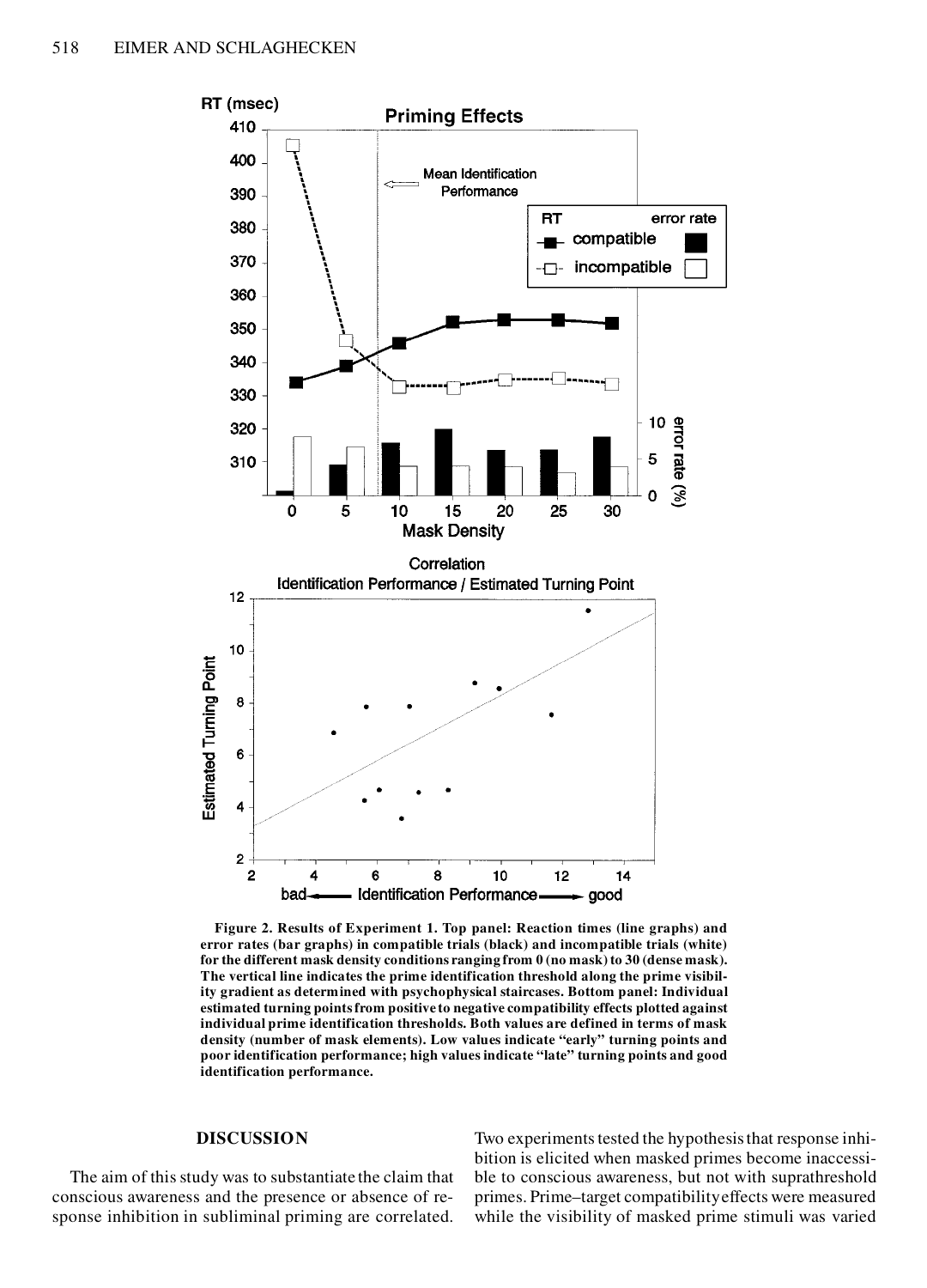Figure 2. Results of Experiment 1. Top panel: Reaction times (line graphs) and error rates (bar graphs) in compatible trials (black) and incompatible trials (white) for the different mask density conditions ranging from 0 (no mask) to 30 (dense mask). The vertical line indicates the prime identification threshold along the prime visibility gradient as determined with psychophysical staircases. Bottom panel: Individual estimated turning points from positive to negative compatibility effects plotted against individual prime identification thresholds. Both values are defined in terms of mask density (number of mask elements). Low values indicate "early" turning points and poor identification performance; high values indicate "late" turning points and good identification performance.

## DISCUSSION

The aim of this study was to substantiate the claim that conscious awareness and the presence or absence of response inhibition in subliminal priming are correlated. Two experiments tested the hypothesis that response inhibition is elicited when masked primes become inaccessible to conscious awareness, but not with suprathreshold primes. Prime–target compatibility effects were measured while the visibility of masked prime stimuli was varied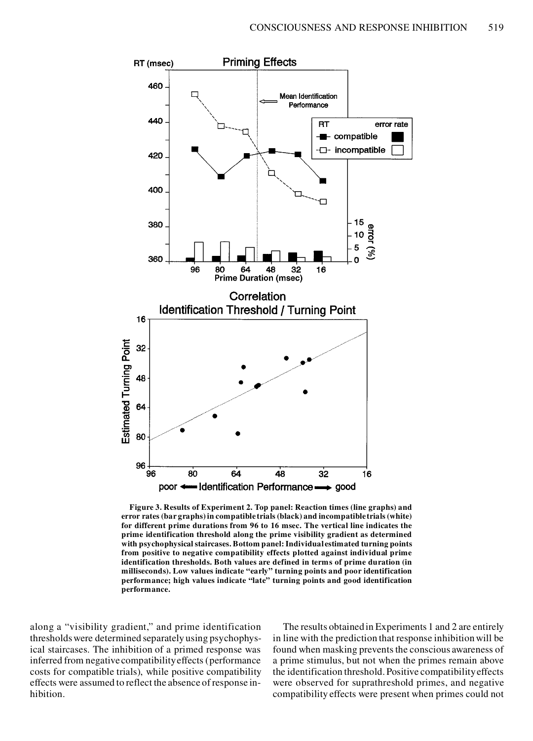**Figure 3. Results of Experiment 2. Top panel: Reaction times (line graphs) and error rates (bar graphs) in compatible trials (black) and incompatible trials (white) for different prime durations from 96 to 16 msec. The vertical line indicates the prime identification threshold along the prime visibility gradient as determined with psychophysical staircases. Bottom panel: Individual estimated turning points from positive to negative compatibility effects plotted against individual prime identification thresholds. Both values are defined in terms of prime duration (in milliseconds). Low values indicate "early" turning points and poor identification performance; high values indicate "late" turning points and good identification performance.**

along a "visibility gradient," and prime identification thresholds were determined separately using psychophysical staircases. The inhibition of a primed response was inferred from negative compatibility effects (performance costs for compatible trials), while positive compatibility effects were assumed to reflect the absence of response inhibition.

The results obtained in Experiments 1 and 2 are entirely in line with the prediction that response inhibition will be found when masking prevents the conscious awareness of a prime stimulus, but not when the primes remain above the identification threshold. Positive compatibility effects were observed for suprathreshold primes, and negative compatibility effects were present when primes could not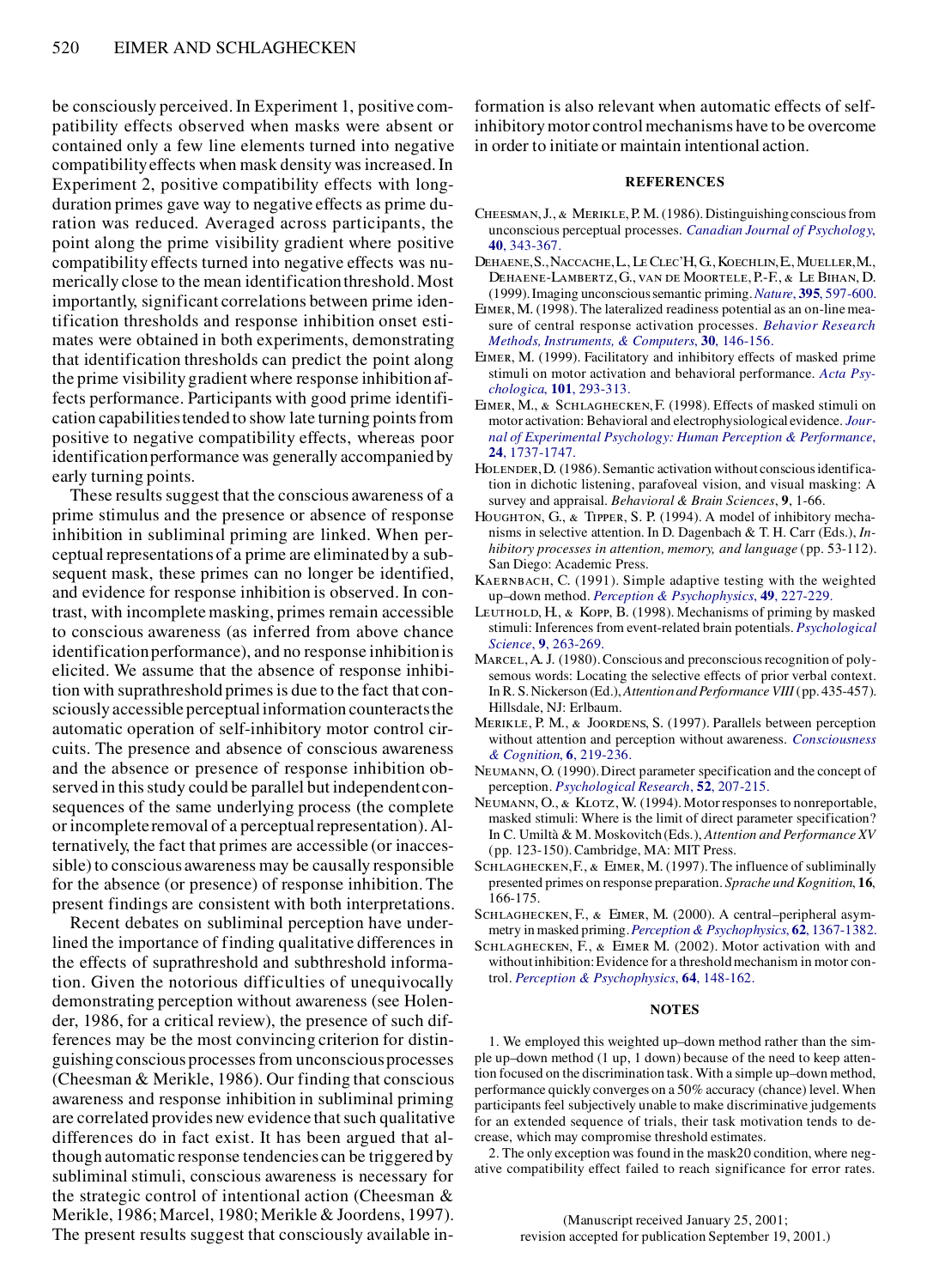be consciously perceived. In Experiment 1, positive compatibility effects observed when masks were absent or contained only a few line elements turned into negative compatibility effects when mask density was increased. In Experiment 2, positive compatibility effects with long-duration primes gave way to negative effects as prime duration was reduced. Averaged across participants, the point along the prime visibility gradient where positive compatibility effects turned into negative effects was numerically close to the mean identification threshold. Most importantly, significant correlations between prime identification thresholds and response inhibition onset estimates were obtained in both experiments, demonstrating that identification thresholds can predict the point along the prime visibility gradient where response inhibition affects performance. Participants with good prime identification capabilities tended to show late turning points from positive to negative compatibility effects, whereas poor identification performance was generally accompanied by early turning points.

These results suggest that the conscious awareness of a prime stimulus and the presence or absence of response inhibition in subliminal priming are linked. When perceptual representations of a prime are eliminated by a subsequent mask, these primes can no longer be identified, and evidence for response inhibition is observed. In contrast, with incomplete masking, primes remain accessible to conscious awareness (as inferred from above chance identification performance), and no response inhibition is elicited. We assume that the absence of response inhibition with suprathreshold primes is due to the fact that consciously accessible perceptual information counteracts the automatic operation of self-inhibitory motor control circuits. The presence and absence of conscious awareness and the absence or presence of response inhibition observed in this study could be parallel but independent consequences of the same underlying process (the complete or incomplete removal of a perceptual representation). Alternatively, the fact that primes are accessible (or inaccessible) to conscious awareness may be causally responsible for the absence (or presence) of response inhibition. The present findings are consistent with both interpretations.

Recent debates on subliminal perception have underlined the importance of finding qualitative differences in the effects of suprathreshold and subthreshold information. Given the notorious difficulties of unequivocally demonstrating perception without awareness (see Holender, 1986, for a critical review), the presence of such differences may be the most convincing criterion for distinguishing conscious processes from unconscious processes (Cheesman & Merikle, 1986). Our finding that conscious awareness and response inhibition in subliminal priming are correlated provides new evidence that such qualitative differences do in fact exist. It has been argued that although automatic response tendencies can be triggered by subliminal stimuli, conscious awareness is necessary for the strategic control of intentional action (Cheesman & Merikle, 1986; Marcel, 1980; Merikle & Joordens, 1997). The present results suggest that consciously available information is also relevant when automatic effects of self-inhibitory motor control mechanisms have to be overcome in order to initiate or maintain intentional action.

## REFERENCES

Cheesman, J., & Merikle, P. M. (1986). Distinguishing conscious from unconscious perceptual processes. *Canadian Journal of Psychology*, **40**, 343-367.

Dehaene, S., Naccache, L., Le Clec'H, G., Koechlin, E., Mueller, M., Dehaene-Lambertz, G., van de Moortele, P.-F., & Le Bihan, D. (1999). Imaging unconscious semantic priming. *Nature*, **395**, 597-600.

Eimer, M. (1998). The lateralized readiness potential as an on-line measure of central response activation processes. *Behavior Research Methods, Instruments, & Computers*, **30**, 146-156.

Eimer, M. (1999). Facilitatory and inhibitory effects of masked prime stimuli on motor activation and behavioral performance. *Acta Psychologica*, **101**, 293-313.

Eimer, M., & Schlaghecken, F. (1998). Effects of masked stimuli on motor activation: Behavioral and electrophysiological evidence. *Journal of Experimental Psychology: Human Perception & Performance*, **24**, 1737-1747.

Holender, D. (1986). Semantic activation without conscious identification in dichotic listening, parafoveal vision, and visual masking: A survey and appraisal. *Behavioral & Brain Sciences*, **9**, 1-66.

Houghton, G., & Tipper, S. P. (1994). A model of inhibitory mechanisms in selective attention. In D. Dagenbach & T. H. Carr (Eds.), *Inhibitory processes in attention, memory, and language* (pp. 53-112). San Diego: Academic Press.

Kaernbach, C. (1991). Simple adaptive testing with the weighted up–down method. *Perception & Psychophysics*, **49**, 227-229.

Leuthold, H., & Kopp, B. (1998). Mechanisms of priming by masked stimuli: Inferences from event-related brain potentials. *Psychological Science*, **9**, 263-269.

Marcel, A. J. (1980). Conscious and preconscious recognition of polysemous words: Locating the selective effects of prior verbal context. In R. S. Nickerson (Ed.), *Attention and Performance VIII* (pp. 435-457). Hillsdale, NJ: Erlbaum.

Merikle, P. M., & Joordens, S. (1997). Parallels between perception without attention and perception without awareness. *Consciousness & Cognition*, **6**, 219-236.

Neumann, O. (1990). Direct parameter specification and the concept of perception. *Psychological Research*, **52**, 207-215.

Neumann, O., & Klotz, W. (1994). Motor responses to nonreportable, masked stimuli: Where is the limit of direct parameter specification? In C. Umiltà & M. Moskovitch (Eds.), *Attention and Performance XV* (pp. 123-150). Cambridge, MA: MIT Press.

Schlaghecken, F., & Eimer, M. (1997). The influence of subliminally presented primes on response preparation. *Sprache und Kognition*, **16**, 166-175.

Schlaghecken, F., & Eimer, M. (2000). A central–peripheral asymmetry in masked priming. *Perception & Psychophysics*, **62**, 1367-1382.

Schlaghecken, F., & Eimer M. (2002). Motor activation with and without inhibition: Evidence for a threshold mechanism in motor control. *Perception & Psychophysics*, **64**, 148-162.

## NOTES

1. We employed this weighted up–down method rather than the simple up–down method (1 up, 1 down) because of the need to keep attention focused on the discrimination task. With a simple up–down method, performance quickly converges on a 50% accuracy (chance) level. When participants feel subjectively unable to make discriminative judgements for an extended sequence of trials, their task motivation tends to decrease, which may compromise threshold estimates.

2. The only exception was found in the mask20 condition, where negative compatibility effect failed to reach significance for error rates.

(Manuscript received January 25, 2001;
revision accepted for publication September 19, 2001.)